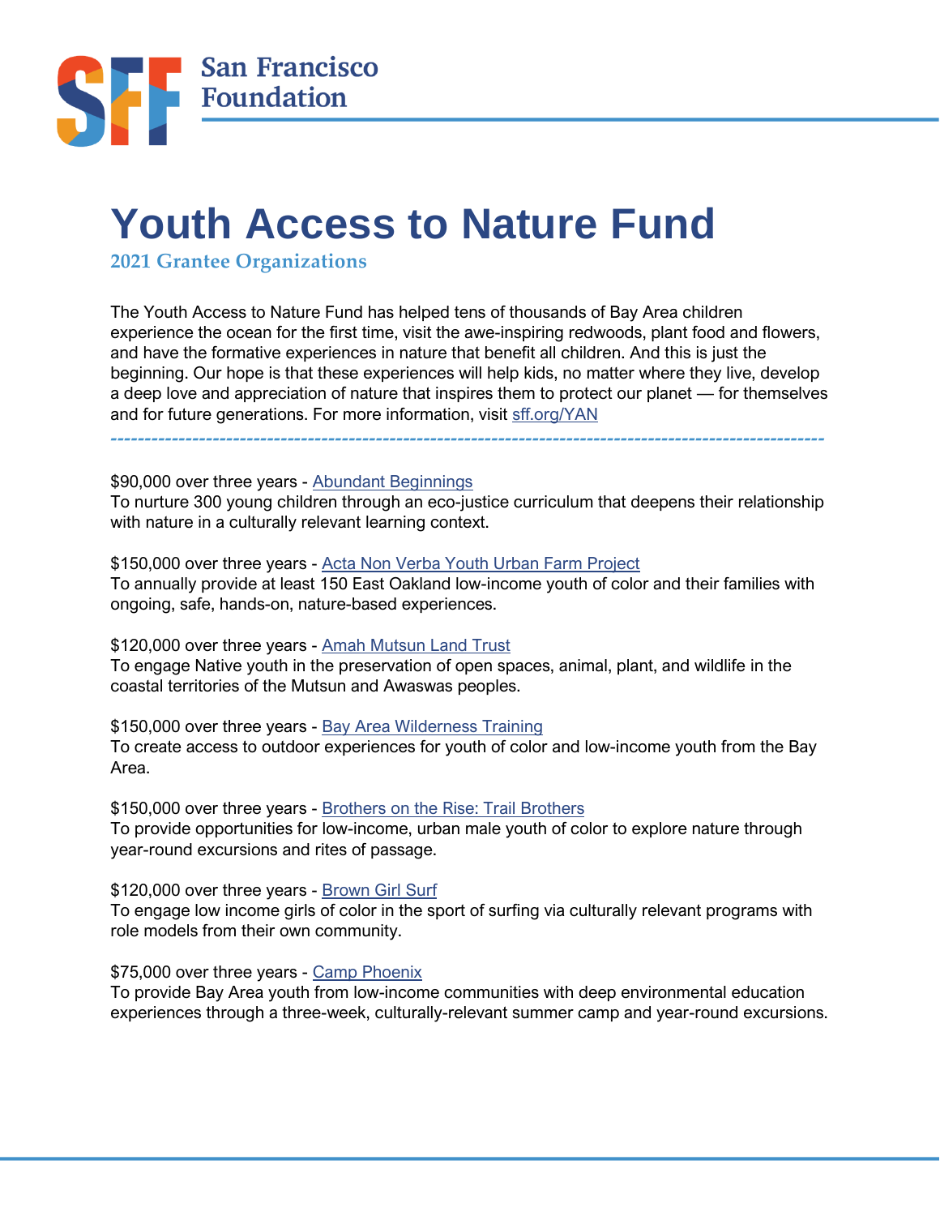San Francisco Foundation

# Youth Access to Nature Fund

## 2021 Grantee Organizations

The Youth Access to Nature Fund has helped tens of thousands of Bay Area children experience the ocean for the first time, visit the awe-inspiring redwoods, plant food and flowers, and have the formative experiences in nature that benefit all children. And this is just the beginning. Our hope is that these experiences will help kids, no matter where they live, develop a deep love and appreciation of nature that inspires them to protect our planet — for themselves and for future generations. For more information, visit sff.org/YAN

---

$90,000 over three years - Abundant Beginnings
To nurture 300 young children through an eco-justice curriculum that deepens their relationship with nature in a culturally relevant learning context.

$150,000 over three years - Acta Non Verba Youth Urban Farm Project
To annually provide at least 150 East Oakland low-income youth of color and their families with ongoing, safe, hands-on, nature-based experiences.

$120,000 over three years - Amah Mutsun Land Trust
To engage Native youth in the preservation of open spaces, animal, plant, and wildlife in the coastal territories of the Mutsun and Awaswas peoples.

$150,000 over three years - Bay Area Wilderness Training
To create access to outdoor experiences for youth of color and low-income youth from the Bay Area.

$150,000 over three years - Brothers on the Rise: Trail Brothers
To provide opportunities for low-income, urban male youth of color to explore nature through year-round excursions and rites of passage.

$120,000 over three years - Brown Girl Surf
To engage low income girls of color in the sport of surfing via culturally relevant programs with role models from their own community.

$75,000 over three years - Camp Phoenix
To provide Bay Area youth from low-income communities with deep environmental education experiences through a three-week, culturally-relevant summer camp and year-round excursions.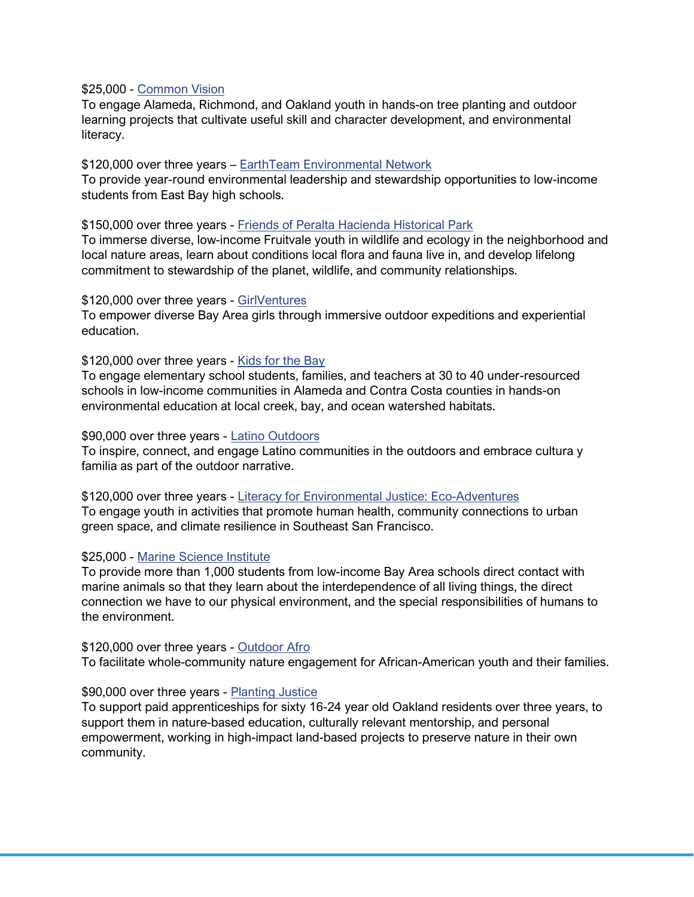$25,000 - Common Vision
To engage Alameda, Richmond, and Oakland youth in hands-on tree planting and outdoor learning projects that cultivate useful skill and character development, and environmental literacy.

$120,000 over three years – EarthTeam Environmental Network
To provide year-round environmental leadership and stewardship opportunities to low-income students from East Bay high schools.

$150,000 over three years - Friends of Peralta Hacienda Historical Park
To immerse diverse, low-income Fruitvale youth in wildlife and ecology in the neighborhood and local nature areas, learn about conditions local flora and fauna live in, and develop lifelong commitment to stewardship of the planet, wildlife, and community relationships.

$120,000 over three years - GirlVentures
To empower diverse Bay Area girls through immersive outdoor expeditions and experiential education.

$120,000 over three years - Kids for the Bay
To engage elementary school students, families, and teachers at 30 to 40 under-resourced schools in low-income communities in Alameda and Contra Costa counties in hands-on environmental education at local creek, bay, and ocean watershed habitats.

$90,000 over three years - Latino Outdoors
To inspire, connect, and engage Latino communities in the outdoors and embrace cultura y familia as part of the outdoor narrative.

$120,000 over three years - Literacy for Environmental Justice: Eco-Adventures
To engage youth in activities that promote human health, community connections to urban green space, and climate resilience in Southeast San Francisco.

$25,000 - Marine Science Institute
To provide more than 1,000 students from low-income Bay Area schools direct contact with marine animals so that they learn about the interdependence of all living things, the direct connection we have to our physical environment, and the special responsibilities of humans to the environment.

$120,000 over three years - Outdoor Afro
To facilitate whole-community nature engagement for African-American youth and their families.

$90,000 over three years - Planting Justice
To support paid apprenticeships for sixty 16-24 year old Oakland residents over three years, to support them in nature-based education, culturally relevant mentorship, and personal empowerment, working in high-impact land-based projects to preserve nature in their own community.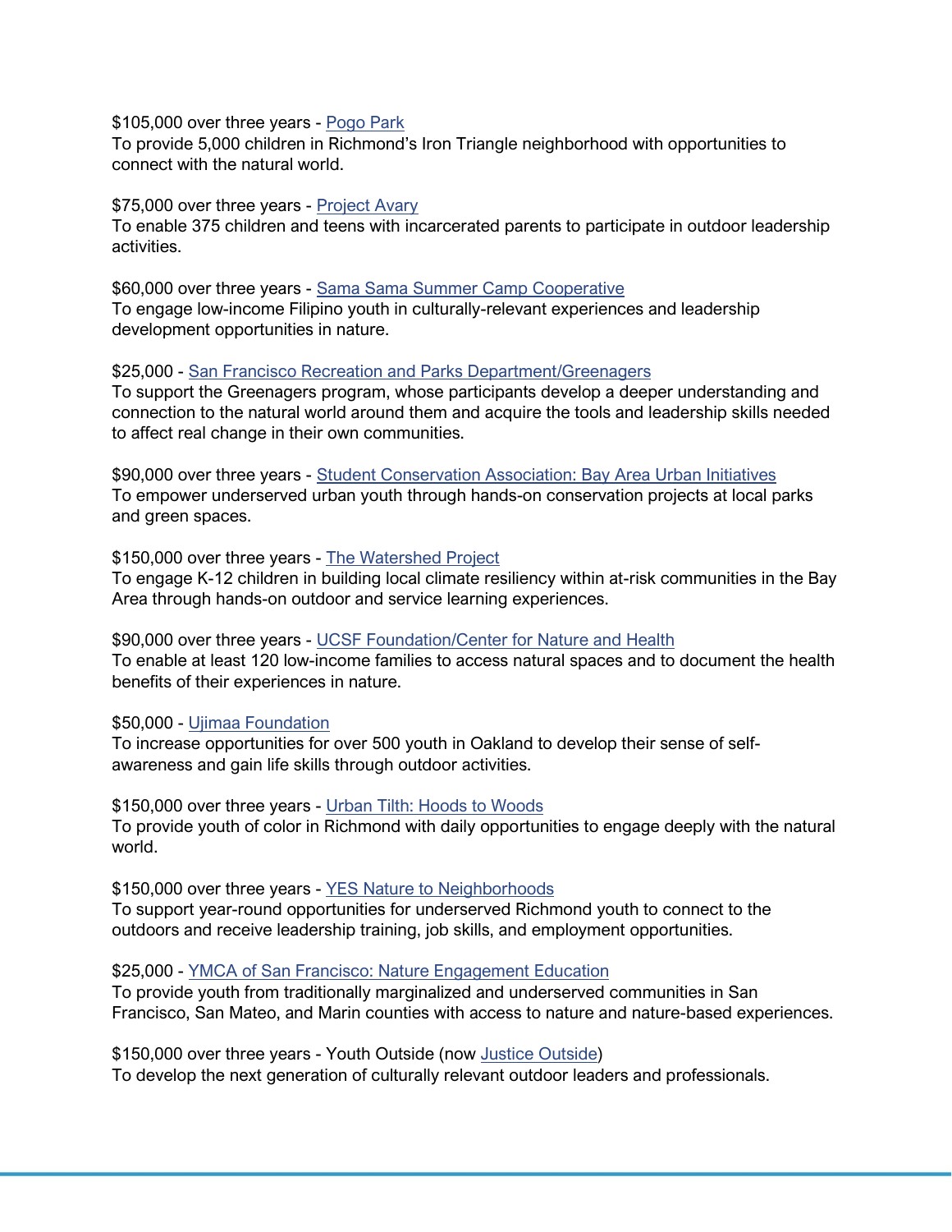$105,000 over three years - Pogo Park
To provide 5,000 children in Richmond's Iron Triangle neighborhood with opportunities to connect with the natural world.

$75,000 over three years - Project Avary
To enable 375 children and teens with incarcerated parents to participate in outdoor leadership activities.

$60,000 over three years - Sama Sama Summer Camp Cooperative
To engage low-income Filipino youth in culturally-relevant experiences and leadership development opportunities in nature.

$25,000 - San Francisco Recreation and Parks Department/Greenagers
To support the Greenagers program, whose participants develop a deeper understanding and connection to the natural world around them and acquire the tools and leadership skills needed to affect real change in their own communities.

$90,000 over three years - Student Conservation Association: Bay Area Urban Initiatives
To empower underserved urban youth through hands-on conservation projects at local parks and green spaces.

$150,000 over three years - The Watershed Project
To engage K-12 children in building local climate resiliency within at-risk communities in the Bay Area through hands-on outdoor and service learning experiences.

$90,000 over three years - UCSF Foundation/Center for Nature and Health
To enable at least 120 low-income families to access natural spaces and to document the health benefits of their experiences in nature.

$50,000 - Ujimaa Foundation
To increase opportunities for over 500 youth in Oakland to develop their sense of self-awareness and gain life skills through outdoor activities.

$150,000 over three years - Urban Tilth: Hoods to Woods
To provide youth of color in Richmond with daily opportunities to engage deeply with the natural world.

$150,000 over three years - YES Nature to Neighborhoods
To support year-round opportunities for underserved Richmond youth to connect to the outdoors and receive leadership training, job skills, and employment opportunities.

$25,000 - YMCA of San Francisco: Nature Engagement Education
To provide youth from traditionally marginalized and underserved communities in San Francisco, San Mateo, and Marin counties with access to nature and nature-based experiences.

$150,000 over three years - Youth Outside (now Justice Outside)
To develop the next generation of culturally relevant outdoor leaders and professionals.